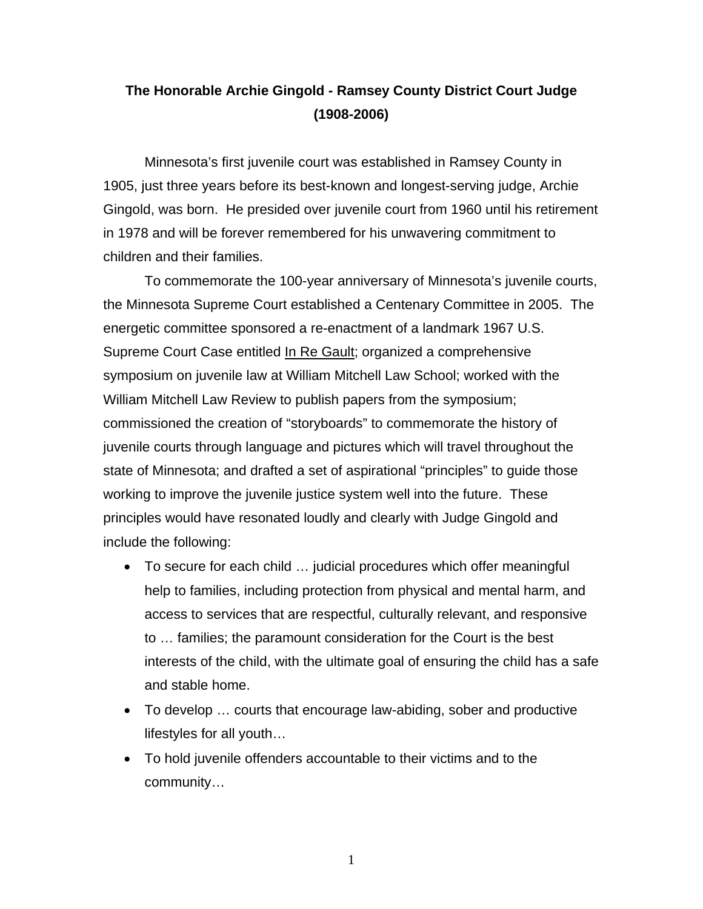# The Honorable Archie Gingold - Ramsey County District Court Judge (1908-2006)

Minnesota's first juvenile court was established in Ramsey County in 1905, just three years before its best-known and longest-serving judge, Archie Gingold, was born. He presided over juvenile court from 1960 until his retirement in 1978 and will be forever remembered for his unwavering commitment to children and their families.

To commemorate the 100-year anniversary of Minnesota's juvenile courts, the Minnesota Supreme Court established a Centenary Committee in 2005. The energetic committee sponsored a re-enactment of a landmark 1967 U.S. Supreme Court Case entitled <u>In Re Gault</u>; organized a comprehensive symposium on juvenile law at William Mitchell Law School; worked with the William Mitchell Law Review to publish papers from the symposium; commissioned the creation of "storyboards" to commemorate the history of juvenile courts through language and pictures which will travel throughout the state of Minnesota; and drafted a set of aspirational "principles" to guide those working to improve the juvenile justice system well into the future. These principles would have resonated loudly and clearly with Judge Gingold and include the following:

- To secure for each child … judicial procedures which offer meaningful help to families, including protection from physical and mental harm, and access to services that are respectful, culturally relevant, and responsive to … families; the paramount consideration for the Court is the best interests of the child, with the ultimate goal of ensuring the child has a safe and stable home.
- To develop … courts that encourage law-abiding, sober and productive lifestyles for all youth…
- To hold juvenile offenders accountable to their victims and to the community…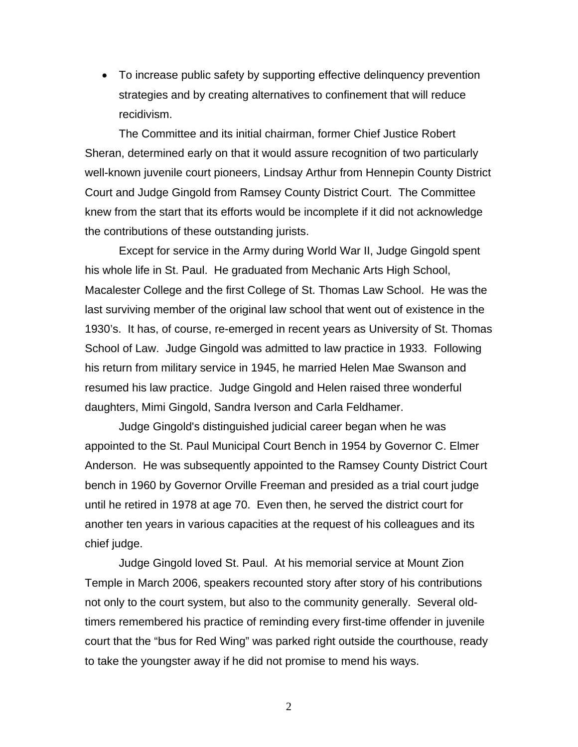- To increase public safety by supporting effective delinquency prevention strategies and by creating alternatives to confinement that will reduce recidivism.

The Committee and its initial chairman, former Chief Justice Robert Sheran, determined early on that it would assure recognition of two particularly well-known juvenile court pioneers, Lindsay Arthur from Hennepin County District Court and Judge Gingold from Ramsey County District Court. The Committee knew from the start that its efforts would be incomplete if it did not acknowledge the contributions of these outstanding jurists.

Except for service in the Army during World War II, Judge Gingold spent his whole life in St. Paul. He graduated from Mechanic Arts High School, Macalester College and the first College of St. Thomas Law School. He was the last surviving member of the original law school that went out of existence in the 1930's. It has, of course, re-emerged in recent years as University of St. Thomas School of Law. Judge Gingold was admitted to law practice in 1933. Following his return from military service in 1945, he married Helen Mae Swanson and resumed his law practice. Judge Gingold and Helen raised three wonderful daughters, Mimi Gingold, Sandra Iverson and Carla Feldhamer.

Judge Gingold's distinguished judicial career began when he was appointed to the St. Paul Municipal Court Bench in 1954 by Governor C. Elmer Anderson. He was subsequently appointed to the Ramsey County District Court bench in 1960 by Governor Orville Freeman and presided as a trial court judge until he retired in 1978 at age 70. Even then, he served the district court for another ten years in various capacities at the request of his colleagues and its chief judge.

Judge Gingold loved St. Paul. At his memorial service at Mount Zion Temple in March 2006, speakers recounted story after story of his contributions not only to the court system, but also to the community generally. Several old-timers remembered his practice of reminding every first-time offender in juvenile court that the "bus for Red Wing" was parked right outside the courthouse, ready to take the youngster away if he did not promise to mend his ways.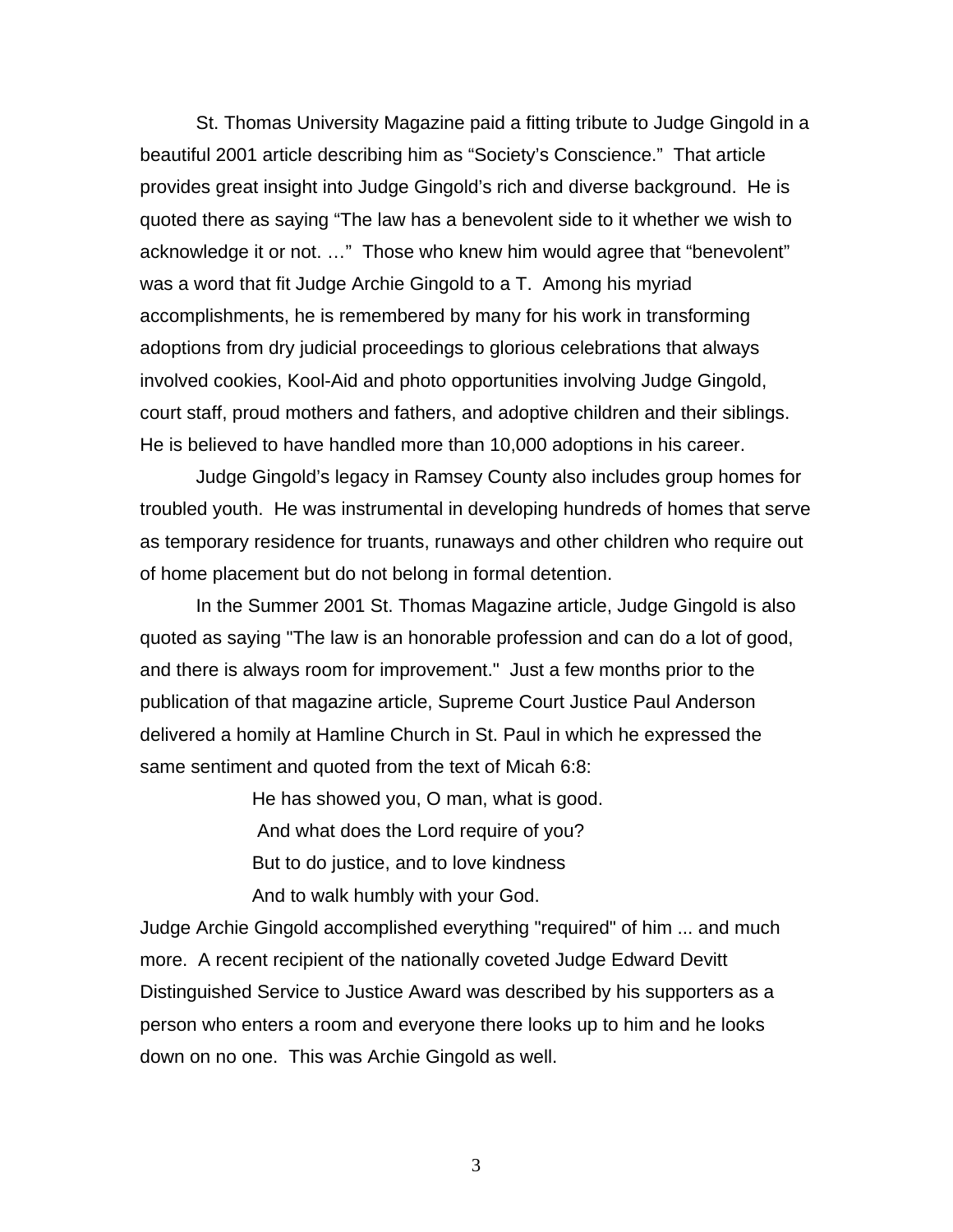St. Thomas University Magazine paid a fitting tribute to Judge Gingold in a beautiful 2001 article describing him as “Society’s Conscience.” That article provides great insight into Judge Gingold’s rich and diverse background. He is quoted there as saying “The law has a benevolent side to it whether we wish to acknowledge it or not. …” Those who knew him would agree that “benevolent” was a word that fit Judge Archie Gingold to a T. Among his myriad accomplishments, he is remembered by many for his work in transforming adoptions from dry judicial proceedings to glorious celebrations that always involved cookies, Kool-Aid and photo opportunities involving Judge Gingold, court staff, proud mothers and fathers, and adoptive children and their siblings. He is believed to have handled more than 10,000 adoptions in his career.

Judge Gingold’s legacy in Ramsey County also includes group homes for troubled youth. He was instrumental in developing hundreds of homes that serve as temporary residence for truants, runaways and other children who require out of home placement but do not belong in formal detention.

In the Summer 2001 St. Thomas Magazine article, Judge Gingold is also quoted as saying "The law is an honorable profession and can do a lot of good, and there is always room for improvement." Just a few months prior to the publication of that magazine article, Supreme Court Justice Paul Anderson delivered a homily at Hamline Church in St. Paul in which he expressed the same sentiment and quoted from the text of Micah 6:8:

> He has showed you, O man, what is good.
> And what does the Lord require of you?
> But to do justice, and to love kindness
> And to walk humbly with your God.

Judge Archie Gingold accomplished everything "required" of him ... and much more. A recent recipient of the nationally coveted Judge Edward Devitt Distinguished Service to Justice Award was described by his supporters as a person who enters a room and everyone there looks up to him and he looks down on no one. This was Archie Gingold as well.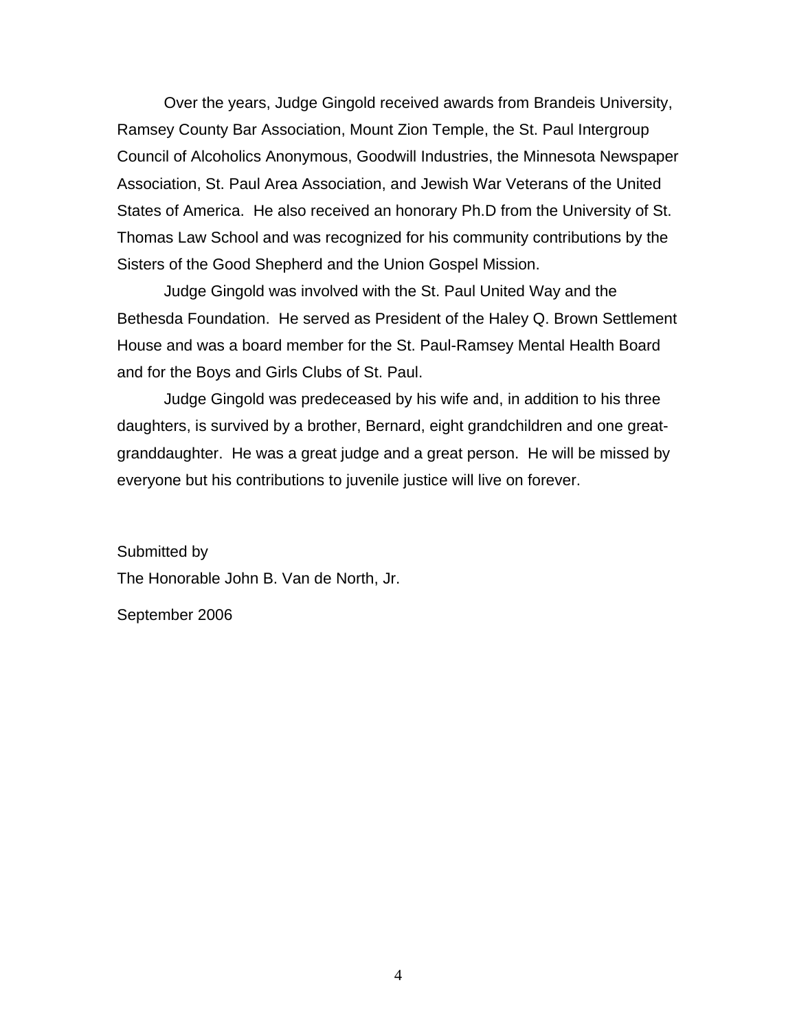Over the years, Judge Gingold received awards from Brandeis University, Ramsey County Bar Association, Mount Zion Temple, the St. Paul Intergroup Council of Alcoholics Anonymous, Goodwill Industries, the Minnesota Newspaper Association, St. Paul Area Association, and Jewish War Veterans of the United States of America. He also received an honorary Ph.D from the University of St. Thomas Law School and was recognized for his community contributions by the Sisters of the Good Shepherd and the Union Gospel Mission.

Judge Gingold was involved with the St. Paul United Way and the Bethesda Foundation. He served as President of the Haley Q. Brown Settlement House and was a board member for the St. Paul-Ramsey Mental Health Board and for the Boys and Girls Clubs of St. Paul.

Judge Gingold was predeceased by his wife and, in addition to his three daughters, is survived by a brother, Bernard, eight grandchildren and one great-granddaughter. He was a great judge and a great person. He will be missed by everyone but his contributions to juvenile justice will live on forever.

Submitted by
The Honorable John B. Van de North, Jr.

September 2006